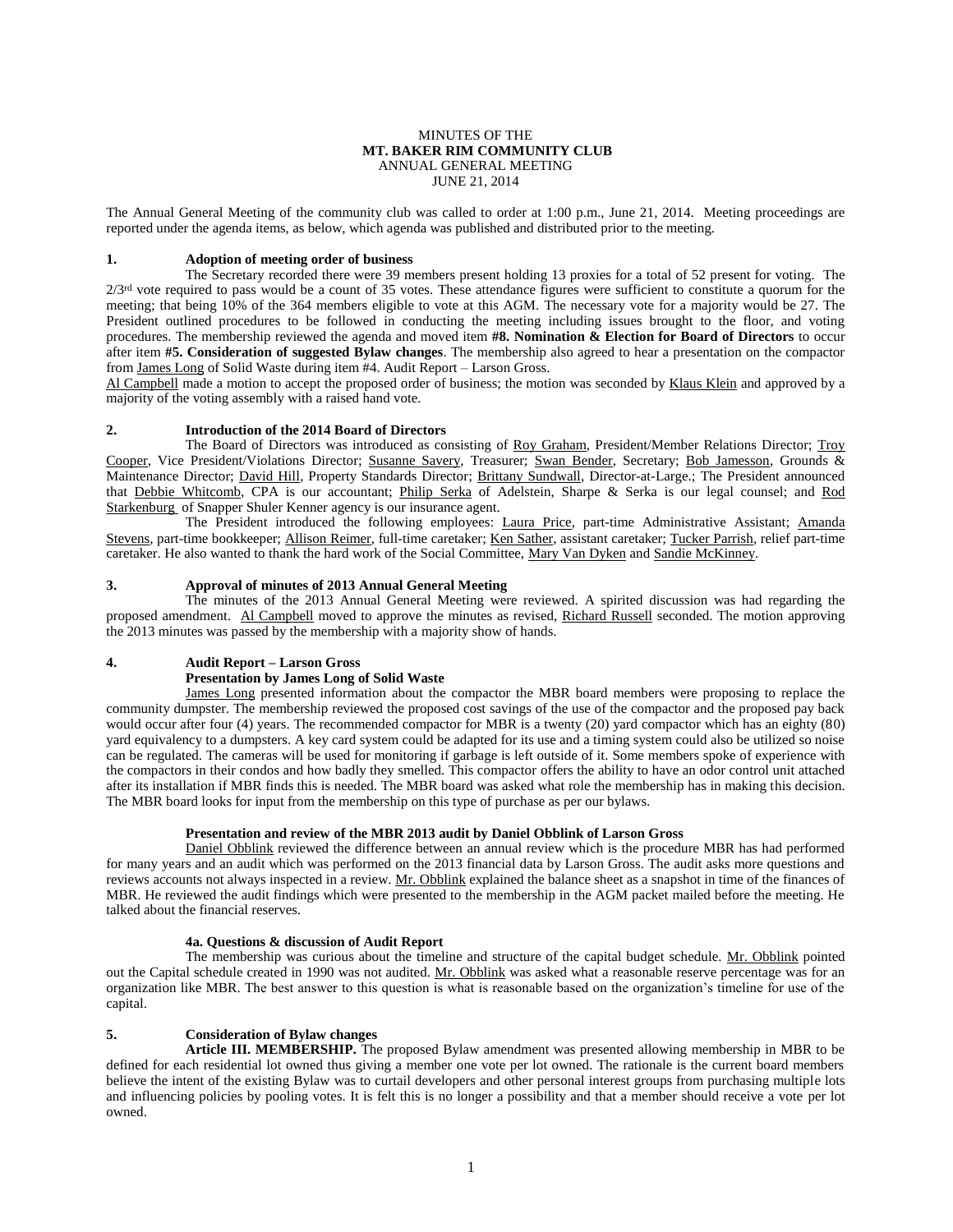MINUTES OF THE
**MT. BAKER RIM COMMUNITY CLUB**
ANNUAL GENERAL MEETING
JUNE 21, 2014

The Annual General Meeting of the community club was called to order at 1:00 p.m., June 21, 2014. Meeting proceedings are reported under the agenda items, as below, which agenda was published and distributed prior to the meeting.

**1. Adoption of meeting order of business**

The Secretary recorded there were 39 members present holding 13 proxies for a total of 52 present for voting. The 2/3rd vote required to pass would be a count of 35 votes. These attendance figures were sufficient to constitute a quorum for the meeting; that being 10% of the 364 members eligible to vote at this AGM. The necessary vote for a majority would be 27. The President outlined procedures to be followed in conducting the meeting including issues brought to the floor, and voting procedures. The membership reviewed the agenda and moved item **#8. Nomination & Election for Board of Directors** to occur after item **#5. Consideration of suggested Bylaw changes**. The membership also agreed to hear a presentation on the compactor from James Long of Solid Waste during item #4. Audit Report – Larson Gross.

Al Campbell made a motion to accept the proposed order of business; the motion was seconded by Klaus Klein and approved by a majority of the voting assembly with a raised hand vote.

**2. Introduction of the 2014 Board of Directors**

The Board of Directors was introduced as consisting of Roy Graham, President/Member Relations Director; Troy Cooper, Vice President/Violations Director; Susanne Savery, Treasurer; Swan Bender, Secretary; Bob Jamesson, Grounds & Maintenance Director; David Hill, Property Standards Director; Brittany Sundwall, Director-at-Large.; The President announced that Debbie Whitcomb, CPA is our accountant; Philip Serka of Adelstein, Sharpe & Serka is our legal counsel; and Rod Starkenburg of Snapper Shuler Kenner agency is our insurance agent.

The President introduced the following employees: Laura Price, part-time Administrative Assistant; Amanda Stevens, part-time bookkeeper; Allison Reimer, full-time caretaker; Ken Sather, assistant caretaker; Tucker Parrish, relief part-time caretaker. He also wanted to thank the hard work of the Social Committee, Mary Van Dyken and Sandie McKinney.

**3. Approval of minutes of 2013 Annual General Meeting**

The minutes of the 2013 Annual General Meeting were reviewed. A spirited discussion was had regarding the proposed amendment. Al Campbell moved to approve the minutes as revised, Richard Russell seconded. The motion approving the 2013 minutes was passed by the membership with a majority show of hands.

**4. Audit Report – Larson Gross**
**Presentation by James Long of Solid Waste**

James Long presented information about the compactor the MBR board members were proposing to replace the community dumpster. The membership reviewed the proposed cost savings of the use of the compactor and the proposed pay back would occur after four (4) years. The recommended compactor for MBR is a twenty (20) yard compactor which has an eighty (80) yard equivalency to a dumpsters. A key card system could be adapted for its use and a timing system could also be utilized so noise can be regulated. The cameras will be used for monitoring if garbage is left outside of it. Some members spoke of experience with the compactors in their condos and how badly they smelled. This compactor offers the ability to have an odor control unit attached after its installation if MBR finds this is needed. The MBR board was asked what role the membership has in making this decision. The MBR board looks for input from the membership on this type of purchase as per our bylaws.

**Presentation and review of the MBR 2013 audit by Daniel Obblink of Larson Gross**

Daniel Obblink reviewed the difference between an annual review which is the procedure MBR has had performed for many years and an audit which was performed on the 2013 financial data by Larson Gross. The audit asks more questions and reviews accounts not always inspected in a review. Mr. Obblink explained the balance sheet as a snapshot in time of the finances of MBR. He reviewed the audit findings which were presented to the membership in the AGM packet mailed before the meeting. He talked about the financial reserves.

**4a. Questions & discussion of Audit Report**

The membership was curious about the timeline and structure of the capital budget schedule. Mr. Obblink pointed out the Capital schedule created in 1990 was not audited. Mr. Obblink was asked what a reasonable reserve percentage was for an organization like MBR. The best answer to this question is what is reasonable based on the organization's timeline for use of the capital.

**5. Consideration of Bylaw changes**

**Article III. MEMBERSHIP.** The proposed Bylaw amendment was presented allowing membership in MBR to be defined for each residential lot owned thus giving a member one vote per lot owned. The rationale is the current board members believe the intent of the existing Bylaw was to curtail developers and other personal interest groups from purchasing multiple lots and influencing policies by pooling votes. It is felt this is no longer a possibility and that a member should receive a vote per lot owned.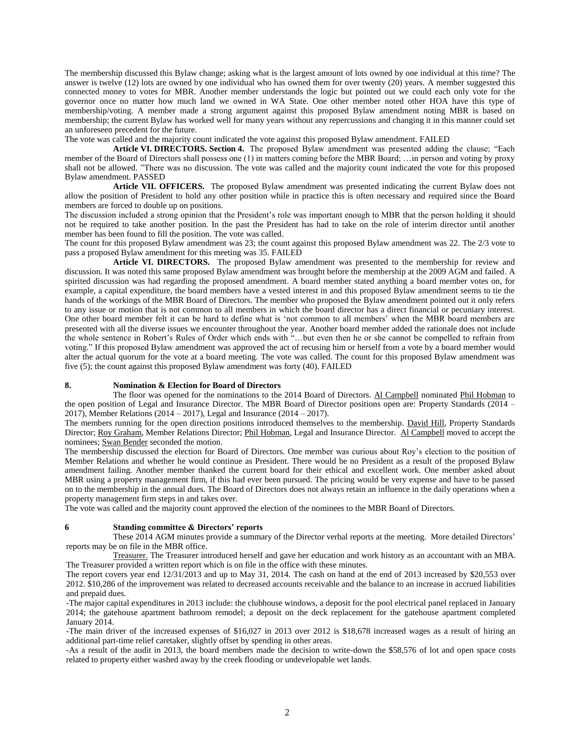The membership discussed this Bylaw change; asking what is the largest amount of lots owned by one individual at this time? The answer is twelve (12) lots are owned by one individual who has owned them for over twenty (20) years. A member suggested this connected money to votes for MBR. Another member understands the logic but pointed out we could each only vote for the governor once no matter how much land we owned in WA State. One other member noted other HOA have this type of membership/voting. A member made a strong argument against this proposed Bylaw amendment noting MBR is based on membership; the current Bylaw has worked well for many years without any repercussions and changing it in this manner could set an unforeseen precedent for the future.

The vote was called and the majority count indicated the vote against this proposed Bylaw amendment. FAILED

**Article VI. DIRECTORS. Section 4.** The proposed Bylaw amendment was presented adding the clause; "Each member of the Board of Directors shall possess one (1) in matters coming before the MBR Board; …in person and voting by proxy shall not be allowed. "There was no discussion. The vote was called and the majority count indicated the vote for this proposed Bylaw amendment. PASSED

**Article VII. OFFICERS.** The proposed Bylaw amendment was presented indicating the current Bylaw does not allow the position of President to hold any other position while in practice this is often necessary and required since the Board members are forced to double up on positions.

The discussion included a strong opinion that the President's role was important enough to MBR that the person holding it should not be required to take another position. In the past the President has had to take on the role of interim director until another member has been found to fill the position. The vote was called.

The count for this proposed Bylaw amendment was 23; the count against this proposed Bylaw amendment was 22. The 2/3 vote to pass a proposed Bylaw amendment for this meeting was 35. FAILED

**Article VI. DIRECTORS.** The proposed Bylaw amendment was presented to the membership for review and discussion. It was noted this same proposed Bylaw amendment was brought before the membership at the 2009 AGM and failed. A spirited discussion was had regarding the proposed amendment. A board member stated anything a board member votes on, for example, a capital expenditure, the board members have a vested interest in and this proposed Bylaw amendment seems to tie the hands of the workings of the MBR Board of Directors. The member who proposed the Bylaw amendment pointed out it only refers to any issue or motion that is not common to all members in which the board director has a direct financial or pecuniary interest. One other board member felt it can be hard to define what is 'not common to all members' when the MBR board members are presented with all the diverse issues we encounter throughout the year. Another board member added the rationale does not include the whole sentence in Robert's Rules of Order which ends with "…but even then he or she cannot be compelled to refrain from voting." If this proposed Bylaw amendment was approved the act of recusing him or herself from a vote by a board member would alter the actual quorum for the vote at a board meeting. The vote was called. The count for this proposed Bylaw amendment was five (5); the count against this proposed Bylaw amendment was forty (40). FAILED

## 8. Nomination & Election for Board of Directors

The floor was opened for the nominations to the 2014 Board of Directors. Al Campbell nominated Phil Hobman to the open position of Legal and Insurance Director. The MBR Board of Director positions open are: Property Standards (2014 – 2017), Member Relations (2014 – 2017), Legal and Insurance (2014 – 2017).

The members running for the open direction positions introduced themselves to the membership. David Hill, Property Standards Director; Roy Graham, Member Relations Director; Phil Hobman, Legal and Insurance Director. Al Campbell moved to accept the nominees; Swan Bender seconded the motion.

The membership discussed the election for Board of Directors. One member was curious about Roy's election to the position of Member Relations and whether he would continue as President. There would be no President as a result of the proposed Bylaw amendment failing. Another member thanked the current board for their ethical and excellent work. One member asked about MBR using a property management firm, if this had ever been pursued. The pricing would be very expense and have to be passed on to the membership in the annual dues. The Board of Directors does not always retain an influence in the daily operations when a property management firm steps in and takes over.

The vote was called and the majority count approved the election of the nominees to the MBR Board of Directors.

## 6 Standing committee & Directors' reports

These 2014 AGM minutes provide a summary of the Director verbal reports at the meeting. More detailed Directors' reports may be on file in the MBR office.

Treasurer. The Treasurer introduced herself and gave her education and work history as an accountant with an MBA. The Treasurer provided a written report which is on file in the office with these minutes.

The report covers year end 12/31/2013 and up to May 31, 2014. The cash on hand at the end of 2013 increased by $20,553 over 2012. $10,286 of the improvement was related to decreased accounts receivable and the balance to an increase in accrued liabilities and prepaid dues.

-The major capital expenditures in 2013 include: the clubhouse windows, a deposit for the pool electrical panel replaced in January 2014; the gatehouse apartment bathroom remodel; a deposit on the deck replacement for the gatehouse apartment completed January 2014.

-The main driver of the increased expenses of $16,027 in 2013 over 2012 is $18,678 increased wages as a result of hiring an additional part-time relief caretaker, slightly offset by spending in other areas.

-As a result of the audit in 2013, the board members made the decision to write-down the $58,576 of lot and open space costs related to property either washed away by the creek flooding or undevelopable wet lands.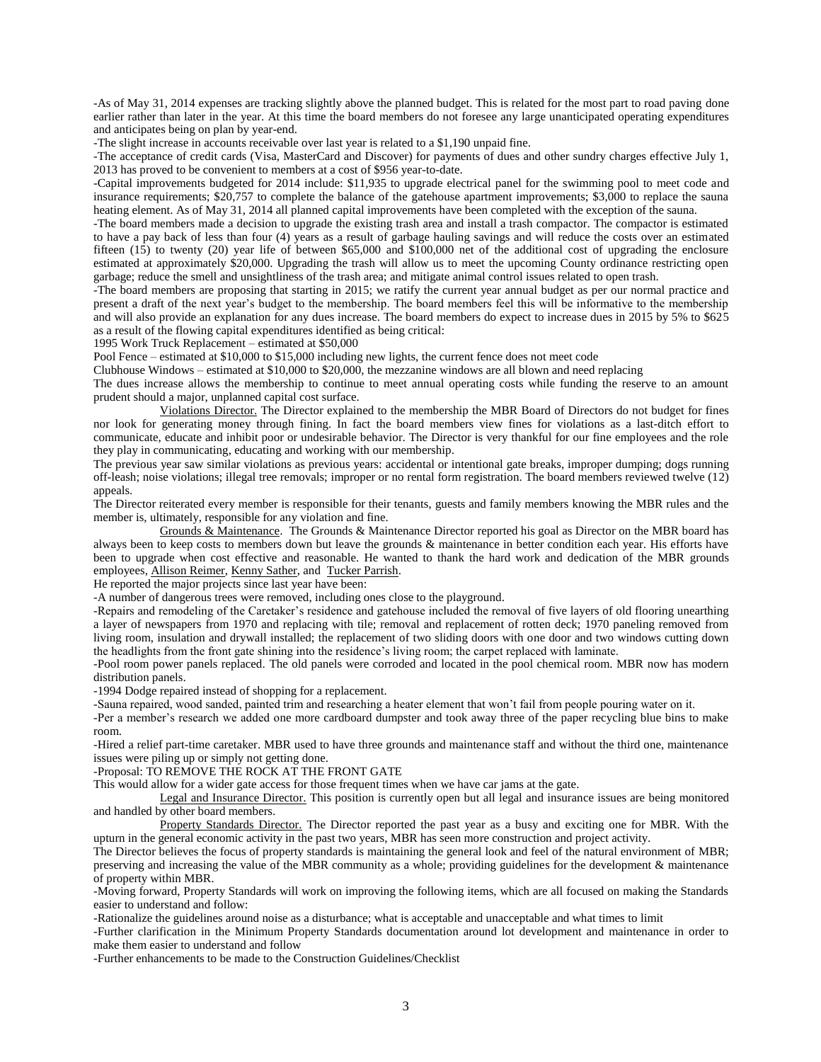-As of May 31, 2014 expenses are tracking slightly above the planned budget. This is related for the most part to road paving done earlier rather than later in the year. At this time the board members do not foresee any large unanticipated operating expenditures and anticipates being on plan by year-end.

-The slight increase in accounts receivable over last year is related to a $1,190 unpaid fine.

-The acceptance of credit cards (Visa, MasterCard and Discover) for payments of dues and other sundry charges effective July 1, 2013 has proved to be convenient to members at a cost of $956 year-to-date.

-Capital improvements budgeted for 2014 include: $11,935 to upgrade electrical panel for the swimming pool to meet code and insurance requirements; $20,757 to complete the balance of the gatehouse apartment improvements; $3,000 to replace the sauna heating element. As of May 31, 2014 all planned capital improvements have been completed with the exception of the sauna.

-The board members made a decision to upgrade the existing trash area and install a trash compactor. The compactor is estimated to have a pay back of less than four (4) years as a result of garbage hauling savings and will reduce the costs over an estimated fifteen (15) to twenty (20) year life of between $65,000 and $100,000 net of the additional cost of upgrading the enclosure estimated at approximately $20,000. Upgrading the trash will allow us to meet the upcoming County ordinance restricting open garbage; reduce the smell and unsightliness of the trash area; and mitigate animal control issues related to open trash.

-The board members are proposing that starting in 2015; we ratify the current year annual budget as per our normal practice and present a draft of the next year's budget to the membership. The board members feel this will be informative to the membership and will also provide an explanation for any dues increase. The board members do expect to increase dues in 2015 by 5% to $625 as a result of the flowing capital expenditures identified as being critical:

1995 Work Truck Replacement – estimated at $50,000

Pool Fence – estimated at $10,000 to $15,000 including new lights, the current fence does not meet code

Clubhouse Windows – estimated at $10,000 to $20,000, the mezzanine windows are all blown and need replacing

The dues increase allows the membership to continue to meet annual operating costs while funding the reserve to an amount prudent should a major, unplanned capital cost surface.

Violations Director. The Director explained to the membership the MBR Board of Directors do not budget for fines nor look for generating money through fining. In fact the board members view fines for violations as a last-ditch effort to communicate, educate and inhibit poor or undesirable behavior. The Director is very thankful for our fine employees and the role they play in communicating, educating and working with our membership.

The previous year saw similar violations as previous years: accidental or intentional gate breaks, improper dumping; dogs running off-leash; noise violations; illegal tree removals; improper or no rental form registration. The board members reviewed twelve (12) appeals.

The Director reiterated every member is responsible for their tenants, guests and family members knowing the MBR rules and the member is, ultimately, responsible for any violation and fine.

Grounds & Maintenance. The Grounds & Maintenance Director reported his goal as Director on the MBR board has always been to keep costs to members down but leave the grounds & maintenance in better condition each year. His efforts have been to upgrade when cost effective and reasonable. He wanted to thank the hard work and dedication of the MBR grounds employees, Allison Reimer, Kenny Sather, and Tucker Parrish.

He reported the major projects since last year have been:

-A number of dangerous trees were removed, including ones close to the playground.

-Repairs and remodeling of the Caretaker's residence and gatehouse included the removal of five layers of old flooring unearthing a layer of newspapers from 1970 and replacing with tile; removal and replacement of rotten deck; 1970 paneling removed from living room, insulation and drywall installed; the replacement of two sliding doors with one door and two windows cutting down the headlights from the front gate shining into the residence's living room; the carpet replaced with laminate.

-Pool room power panels replaced. The old panels were corroded and located in the pool chemical room. MBR now has modern distribution panels.

-1994 Dodge repaired instead of shopping for a replacement.

-Sauna repaired, wood sanded, painted trim and researching a heater element that won't fail from people pouring water on it.

-Per a member's research we added one more cardboard dumpster and took away three of the paper recycling blue bins to make room.

-Hired a relief part-time caretaker. MBR used to have three grounds and maintenance staff and without the third one, maintenance issues were piling up or simply not getting done.

-Proposal: TO REMOVE THE ROCK AT THE FRONT GATE

This would allow for a wider gate access for those frequent times when we have car jams at the gate.

Legal and Insurance Director. This position is currently open but all legal and insurance issues are being monitored and handled by other board members.

Property Standards Director. The Director reported the past year as a busy and exciting one for MBR. With the upturn in the general economic activity in the past two years, MBR has seen more construction and project activity.

The Director believes the focus of property standards is maintaining the general look and feel of the natural environment of MBR; preserving and increasing the value of the MBR community as a whole; providing guidelines for the development & maintenance of property within MBR.

-Moving forward, Property Standards will work on improving the following items, which are all focused on making the Standards easier to understand and follow:

-Rationalize the guidelines around noise as a disturbance; what is acceptable and unacceptable and what times to limit

-Further clarification in the Minimum Property Standards documentation around lot development and maintenance in order to make them easier to understand and follow

-Further enhancements to be made to the Construction Guidelines/Checklist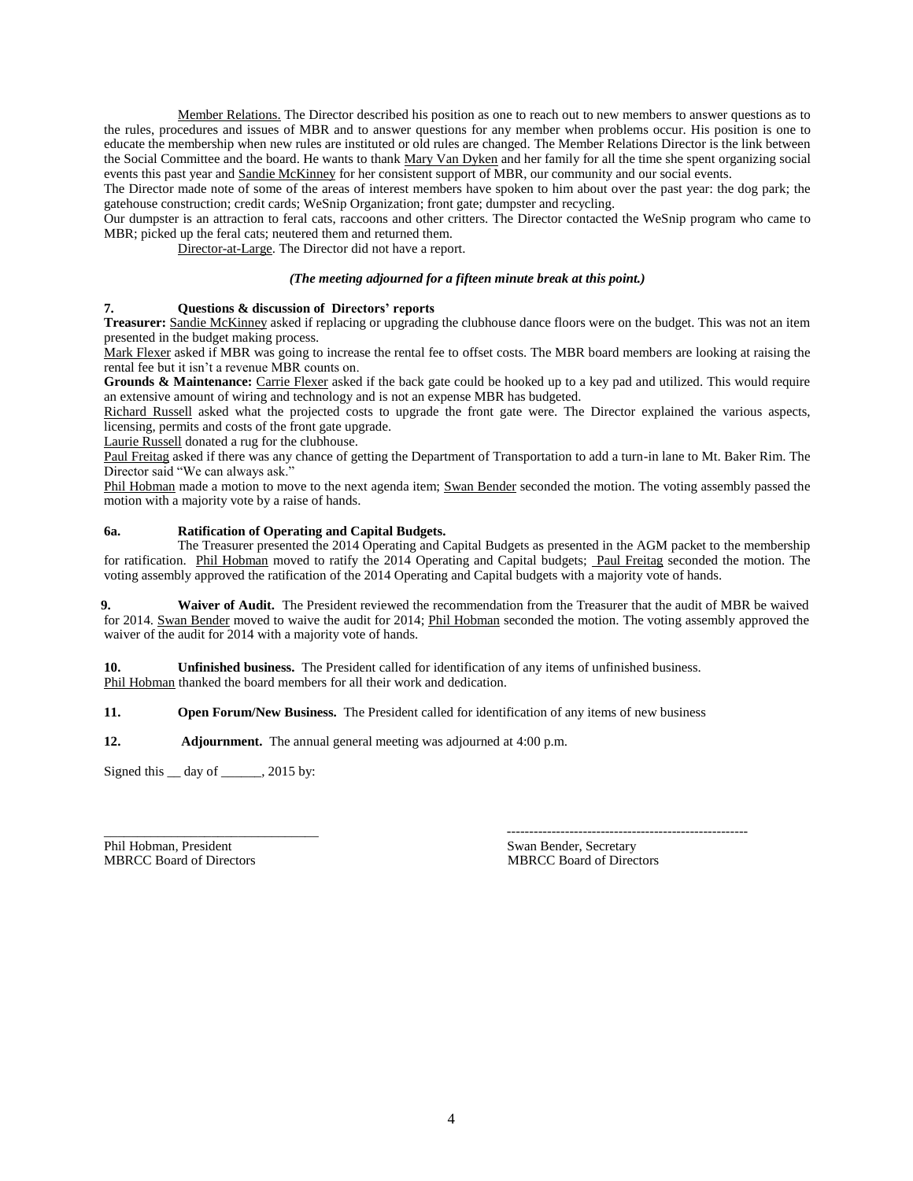Member Relations. The Director described his position as one to reach out to new members to answer questions as to the rules, procedures and issues of MBR and to answer questions for any member when problems occur. His position is one to educate the membership when new rules are instituted or old rules are changed. The Member Relations Director is the link between the Social Committee and the board. He wants to thank Mary Van Dyken and her family for all the time she spent organizing social events this past year and Sandie McKinney for her consistent support of MBR, our community and our social events.

The Director made note of some of the areas of interest members have spoken to him about over the past year: the dog park; the gatehouse construction; credit cards; WeSnip Organization; front gate; dumpster and recycling.

Our dumpster is an attraction to feral cats, raccoons and other critters. The Director contacted the WeSnip program who came to MBR; picked up the feral cats; neutered them and returned them.

Director-at-Large. The Director did not have a report.

***(The meeting adjourned for a fifteen minute break at this point.)***

**7. Questions & discussion of Directors' reports**

**Treasurer:** Sandie McKinney asked if replacing or upgrading the clubhouse dance floors were on the budget. This was not an item presented in the budget making process.

Mark Flexer asked if MBR was going to increase the rental fee to offset costs. The MBR board members are looking at raising the rental fee but it isn't a revenue MBR counts on.

**Grounds & Maintenance:** Carrie Flexer asked if the back gate could be hooked up to a key pad and utilized. This would require an extensive amount of wiring and technology and is not an expense MBR has budgeted.

Richard Russell asked what the projected costs to upgrade the front gate were. The Director explained the various aspects, licensing, permits and costs of the front gate upgrade.

Laurie Russell donated a rug for the clubhouse.

Paul Freitag asked if there was any chance of getting the Department of Transportation to add a turn-in lane to Mt. Baker Rim. The Director said "We can always ask."

Phil Hobman made a motion to move to the next agenda item; Swan Bender seconded the motion. The voting assembly passed the motion with a majority vote by a raise of hands.

**6a. Ratification of Operating and Capital Budgets.**

The Treasurer presented the 2014 Operating and Capital Budgets as presented in the AGM packet to the membership for ratification. Phil Hobman moved to ratify the 2014 Operating and Capital budgets; Paul Freitag seconded the motion. The voting assembly approved the ratification of the 2014 Operating and Capital budgets with a majority vote of hands.

**9. Waiver of Audit.** The President reviewed the recommendation from the Treasurer that the audit of MBR be waived for 2014. Swan Bender moved to waive the audit for 2014; Phil Hobman seconded the motion. The voting assembly approved the waiver of the audit for 2014 with a majority vote of hands.

**10. Unfinished business.** The President called for identification of any items of unfinished business.
Phil Hobman thanked the board members for all their work and dedication.

**11. Open Forum/New Business.** The President called for identification of any items of new business

**12. Adjournment.** The annual general meeting was adjourned at 4:00 p.m.

Signed this __ day of ______, 2015 by:

________________________________

Phil Hobman, President
MBRCC Board of Directors

-----------------------------------------------------

Swan Bender, Secretary
MBRCC Board of Directors